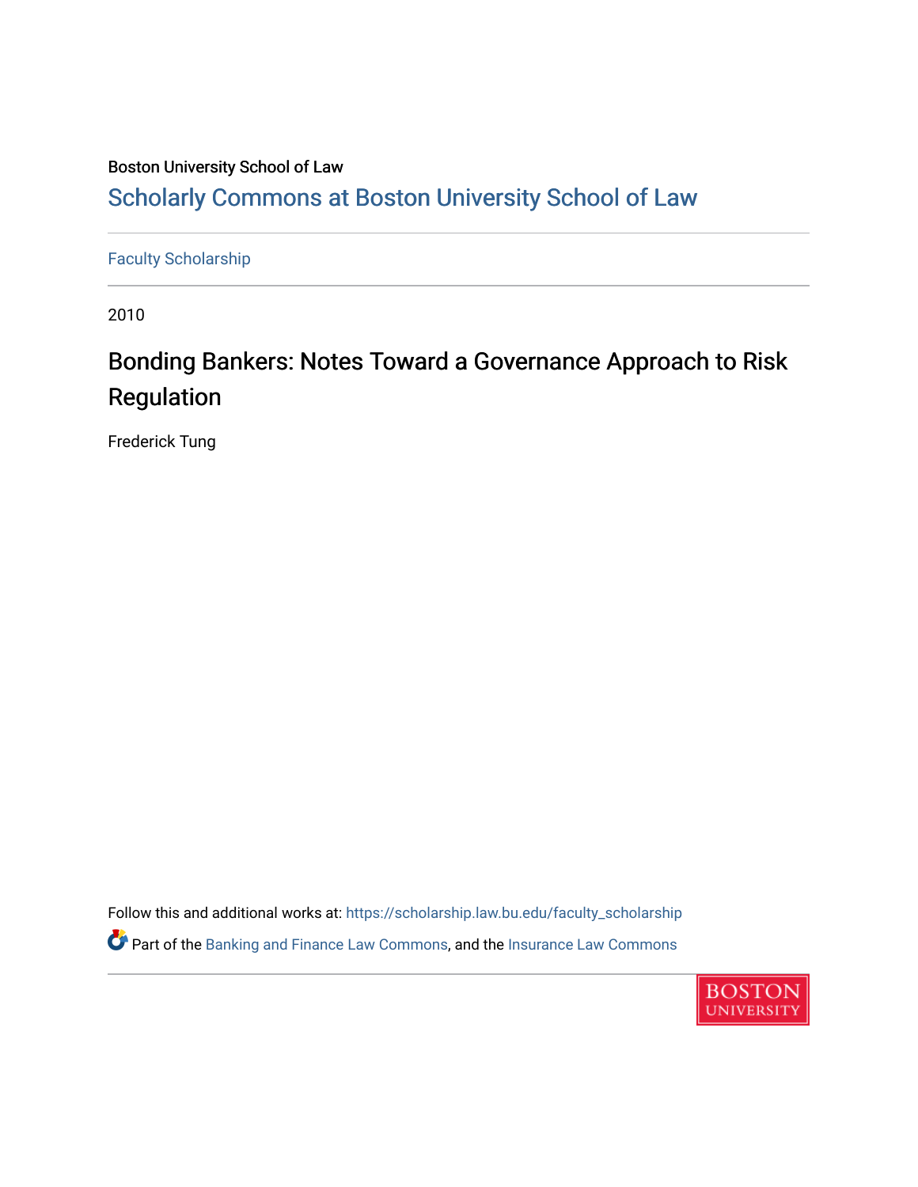Boston University School of Law

# Scholarly Commons at Boston University School of Law

Faculty Scholarship

2010

## Bonding Bankers: Notes Toward a Governance Approach to Risk Regulation

Frederick Tung

Follow this and additional works at: https://scholarship.law.bu.edu/faculty_scholarship

Part of the Banking and Finance Law Commons, and the Insurance Law Commons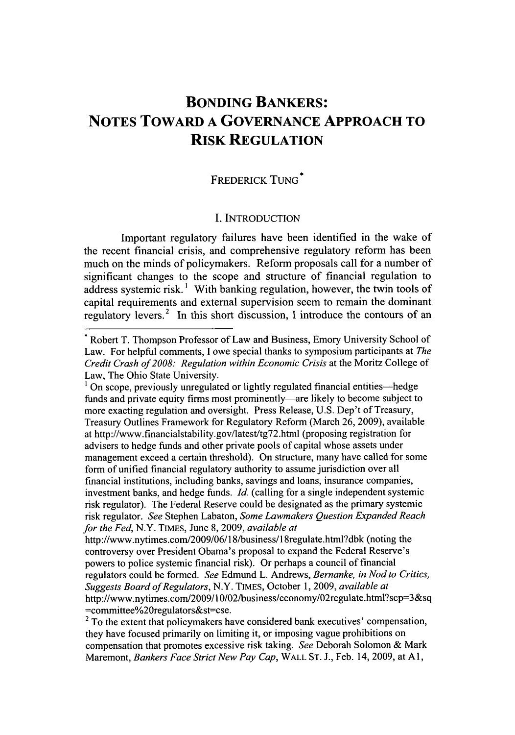# BONDING BANKERS: NOTES TOWARD A GOVERNANCE APPROACH TO RISK REGULATION

FREDERICK TUNG [*]

## I. INTRODUCTION

Important regulatory failures have been identified in the wake of the recent financial crisis, and comprehensive regulatory reform has been much on the minds of policymakers. Reform proposals call for a number of significant changes to the scope and structure of financial regulation to address systemic risk.[1] With banking regulation, however, the twin tools of capital requirements and external supervision seem to remain the dominant regulatory levers.[2] In this short discussion, I introduce the contours of an

---

[*] Robert T. Thompson Professor of Law and Business, Emory University School of Law. For helpful comments, I owe special thanks to symposium participants at *The Credit Crash of 2008: Regulation within Economic Crisis* at the Moritz College of Law, The Ohio State University.

[1] On scope, previously unregulated or lightly regulated financial entities—hedge funds and private equity firms most prominently—are likely to become subject to more exacting regulation and oversight. Press Release, U.S. Dep't of Treasury, Treasury Outlines Framework for Regulatory Reform (March 26, 2009), available at http://www.financialstability.gov/latest/tg72.html (proposing registration for advisers to hedge funds and other private pools of capital whose assets under management exceed a certain threshold). On structure, many have called for some form of unified financial regulatory authority to assume jurisdiction over all financial institutions, including banks, savings and loans, insurance companies, investment banks, and hedge funds. *Id.* (calling for a single independent systemic risk regulator). The Federal Reserve could be designated as the primary systemic risk regulator. *See* Stephen Labaton, *Some Lawmakers Question Expanded Reach for the Fed*, N.Y. TIMES, June 8, 2009, *available at* http://www.nytimes.com/2009/06/18/business/18regulate.html?dbk (noting the controversy over President Obama's proposal to expand the Federal Reserve's powers to police systemic financial risk). Or perhaps a council of financial regulators could be formed. *See* Edmund L. Andrews, *Bernanke, in Nod to Critics, Suggests Board of Regulators*, N.Y. TIMES, October 1, 2009, *available at* http://www.nytimes.com/2009/10/02/business/economy/02regulate.html?scp=3&sq=committee%20regulators&st=cse.

[2] To the extent that policymakers have considered bank executives' compensation, they have focused primarily on limiting it, or imposing vague prohibitions on compensation that promotes excessive risk taking. *See* Deborah Solomon & Mark Maremont, *Bankers Face Strict New Pay Cap*, WALL ST. J., Feb. 14, 2009, at A1,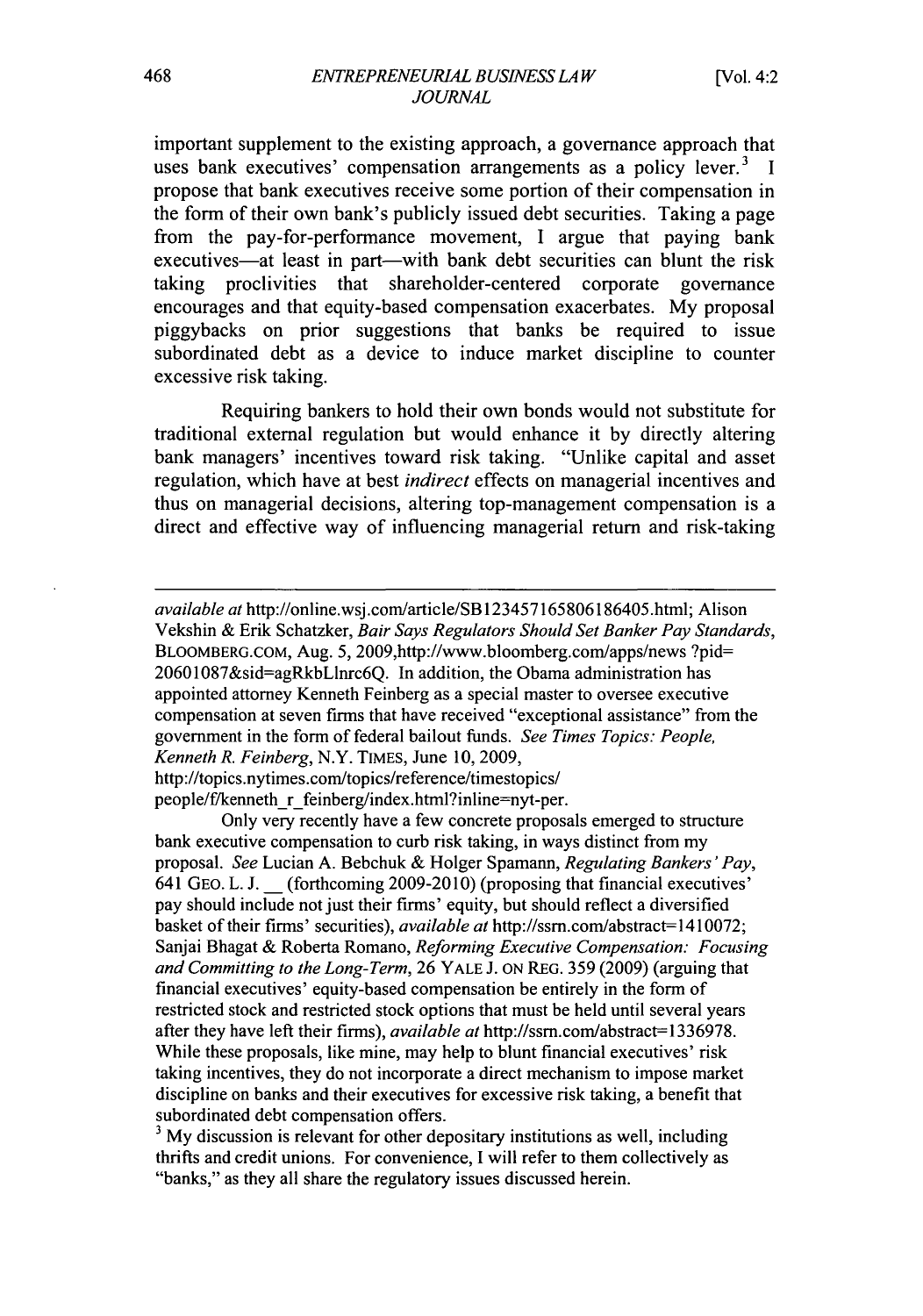important supplement to the existing approach, a governance approach that uses bank executives' compensation arrangements as a policy lever.[3] I propose that bank executives receive some portion of their compensation in the form of their own bank's publicly issued debt securities. Taking a page from the pay-for-performance movement, I argue that paying bank executives—at least in part—with bank debt securities can blunt the risk taking proclivities that shareholder-centered corporate governance encourages and that equity-based compensation exacerbates. My proposal piggybacks on prior suggestions that banks be required to issue subordinated debt as a device to induce market discipline to counter excessive risk taking.

Requiring bankers to hold their own bonds would not substitute for traditional external regulation but would enhance it by directly altering bank managers' incentives toward risk taking. "Unlike capital and asset regulation, which have at best *indirect* effects on managerial incentives and thus on managerial decisions, altering top-management compensation is a direct and effective way of influencing managerial return and risk-taking

---

*available at* http://online.wsj.com/article/SB123457165806186405.html; Alison Vekshin & Erik Schatzker, *Bair Says Regulators Should Set Banker Pay Standards*, BLOOMBERG.COM, Aug. 5, 2009,http://www.bloomberg.com/apps/news ?pid=20601087&sid=agRkbLlnrc6Q. In addition, the Obama administration has appointed attorney Kenneth Feinberg as a special master to oversee executive compensation at seven firms that have received "exceptional assistance" from the government in the form of federal bailout funds. *See Times Topics: People, Kenneth R. Feinberg*, N.Y. TIMES, June 10, 2009, http://topics.nytimes.com/topics/reference/timestopics/ people/f/kenneth_r_feinberg/index.html?inline=nyt-per.

Only very recently have a few concrete proposals emerged to structure bank executive compensation to curb risk taking, in ways distinct from my proposal. *See* Lucian A. Bebchuk & Holger Spamann, *Regulating Bankers' Pay*, 641 GEO. L. J. __ (forthcoming 2009-2010) (proposing that financial executives' pay should include not just their firms' equity, but should reflect a diversified basket of their firms' securities), *available at* http://ssrn.com/abstract=1410072; Sanjai Bhagat & Roberta Romano, *Reforming Executive Compensation: Focusing and Committing to the Long-Term*, 26 YALE J. ON REG. 359 (2009) (arguing that financial executives' equity-based compensation be entirely in the form of restricted stock and restricted stock options that must be held until several years after they have left their firms), *available at* http://ssrn.com/abstract=1336978. While these proposals, like mine, may help to blunt financial executives' risk taking incentives, they do not incorporate a direct mechanism to impose market discipline on banks and their executives for excessive risk taking, a benefit that subordinated debt compensation offers.

[3] My discussion is relevant for other depositary institutions as well, including thrifts and credit unions. For convenience, I will refer to them collectively as "banks," as they all share the regulatory issues discussed herein.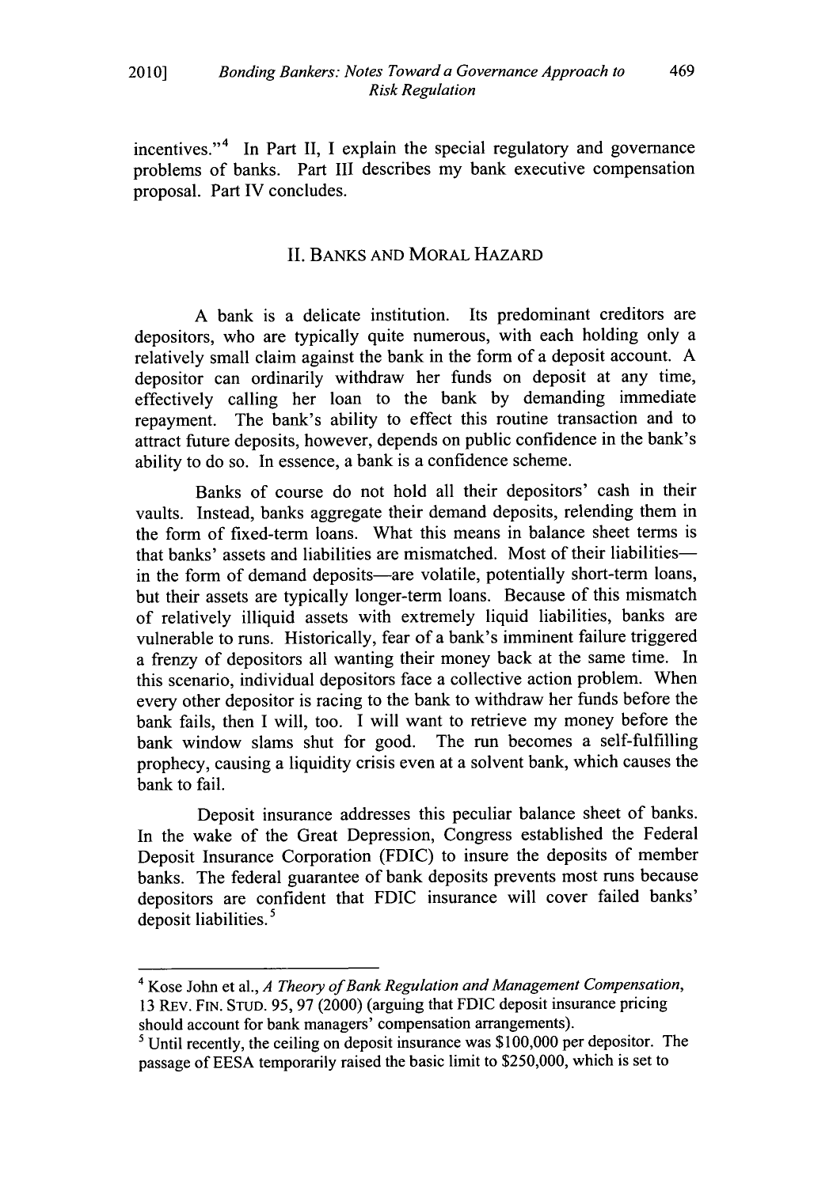incentives."[4] In Part II, I explain the special regulatory and governance problems of banks. Part III describes my bank executive compensation proposal. Part IV concludes.

## II. BANKS AND MORAL HAZARD

A bank is a delicate institution. Its predominant creditors are depositors, who are typically quite numerous, with each holding only a relatively small claim against the bank in the form of a deposit account. A depositor can ordinarily withdraw her funds on deposit at any time, effectively calling her loan to the bank by demanding immediate repayment. The bank's ability to effect this routine transaction and to attract future deposits, however, depends on public confidence in the bank's ability to do so. In essence, a bank is a confidence scheme.

Banks of course do not hold all their depositors' cash in their vaults. Instead, banks aggregate their demand deposits, relending them in the form of fixed-term loans. What this means in balance sheet terms is that banks' assets and liabilities are mismatched. Most of their liabilities—in the form of demand deposits—are volatile, potentially short-term loans, but their assets are typically longer-term loans. Because of this mismatch of relatively illiquid assets with extremely liquid liabilities, banks are vulnerable to runs. Historically, fear of a bank's imminent failure triggered a frenzy of depositors all wanting their money back at the same time. In this scenario, individual depositors face a collective action problem. When every other depositor is racing to the bank to withdraw her funds before the bank fails, then I will, too. I will want to retrieve my money before the bank window slams shut for good. The run becomes a self-fulfilling prophecy, causing a liquidity crisis even at a solvent bank, which causes the bank to fail.

Deposit insurance addresses this peculiar balance sheet of banks. In the wake of the Great Depression, Congress established the Federal Deposit Insurance Corporation (FDIC) to insure the deposits of member banks. The federal guarantee of bank deposits prevents most runs because depositors are confident that FDIC insurance will cover failed banks' deposit liabilities.[5]

---

[4] Kose John et al., *A Theory of Bank Regulation and Management Compensation*, 13 REV. FIN. STUD. 95, 97 (2000) (arguing that FDIC deposit insurance pricing should account for bank managers' compensation arrangements).

[5] Until recently, the ceiling on deposit insurance was $100,000 per depositor. The passage of EESA temporarily raised the basic limit to $250,000, which is set to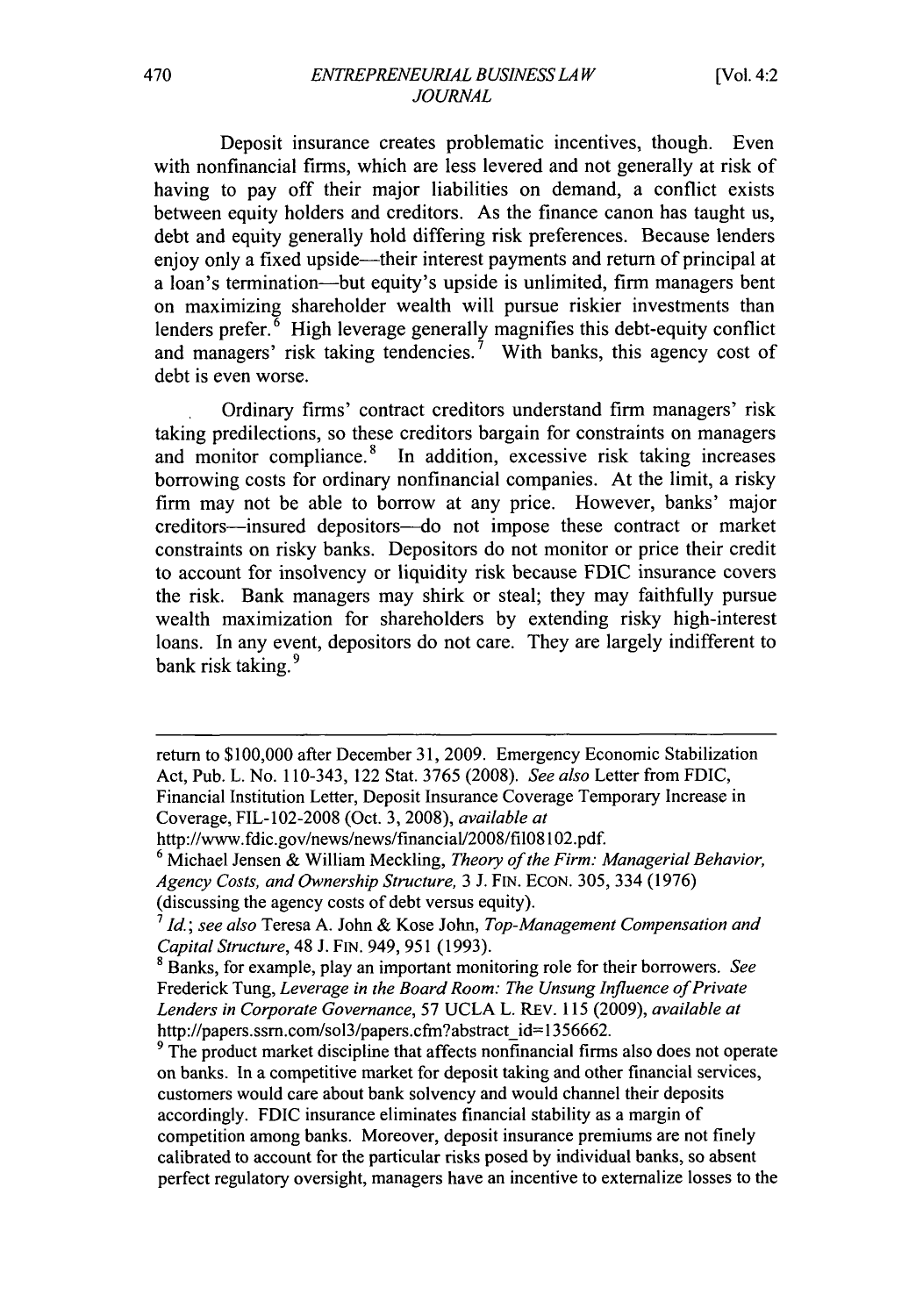Deposit insurance creates problematic incentives, though. Even with nonfinancial firms, which are less levered and not generally at risk of having to pay off their major liabilities on demand, a conflict exists between equity holders and creditors. As the finance canon has taught us, debt and equity generally hold differing risk preferences. Because lenders enjoy only a fixed upside—their interest payments and return of principal at a loan's termination—but equity's upside is unlimited, firm managers bent on maximizing shareholder wealth will pursue riskier investments than lenders prefer.[6] High leverage generally magnifies this debt-equity conflict and managers' risk taking tendencies.[7] With banks, this agency cost of debt is even worse.

Ordinary firms' contract creditors understand firm managers' risk taking predilections, so these creditors bargain for constraints on managers and monitor compliance.[8] In addition, excessive risk taking increases borrowing costs for ordinary nonfinancial companies. At the limit, a risky firm may not be able to borrow at any price. However, banks' major creditors—insured depositors—do not impose these contract or market constraints on risky banks. Depositors do not monitor or price their credit to account for insolvency or liquidity risk because FDIC insurance covers the risk. Bank managers may shirk or steal; they may faithfully pursue wealth maximization for shareholders by extending risky high-interest loans. In any event, depositors do not care. They are largely indifferent to bank risk taking.[9]

---

return to $100,000 after December 31, 2009. Emergency Economic Stabilization Act, Pub. L. No. 110-343, 122 Stat. 3765 (2008). *See also* Letter from FDIC, Financial Institution Letter, Deposit Insurance Coverage Temporary Increase in Coverage, FIL-102-2008 (Oct. 3, 2008), *available at* http://www.fdic.gov/news/news/financial/2008/fil08102.pdf.

[6] Michael Jensen & William Meckling, *Theory of the Firm: Managerial Behavior, Agency Costs, and Ownership Structure,* 3 J. FIN. ECON. 305, 334 (1976) (discussing the agency costs of debt versus equity).

[7] *Id.*; *see also* Teresa A. John & Kose John, *Top-Management Compensation and Capital Structure*, 48 J. FIN. 949, 951 (1993).

[8] Banks, for example, play an important monitoring role for their borrowers. *See* Frederick Tung, *Leverage in the Board Room: The Unsung Influence of Private Lenders in Corporate Governance*, 57 UCLA L. REV. 115 (2009), *available at* http://papers.ssrn.com/sol3/papers.cfm?abstract_id=1356662.

[9] The product market discipline that affects nonfinancial firms also does not operate on banks. In a competitive market for deposit taking and other financial services, customers would care about bank solvency and would channel their deposits accordingly. FDIC insurance eliminates financial stability as a margin of competition among banks. Moreover, deposit insurance premiums are not finely calibrated to account for the particular risks posed by individual banks, so absent perfect regulatory oversight, managers have an incentive to externalize losses to the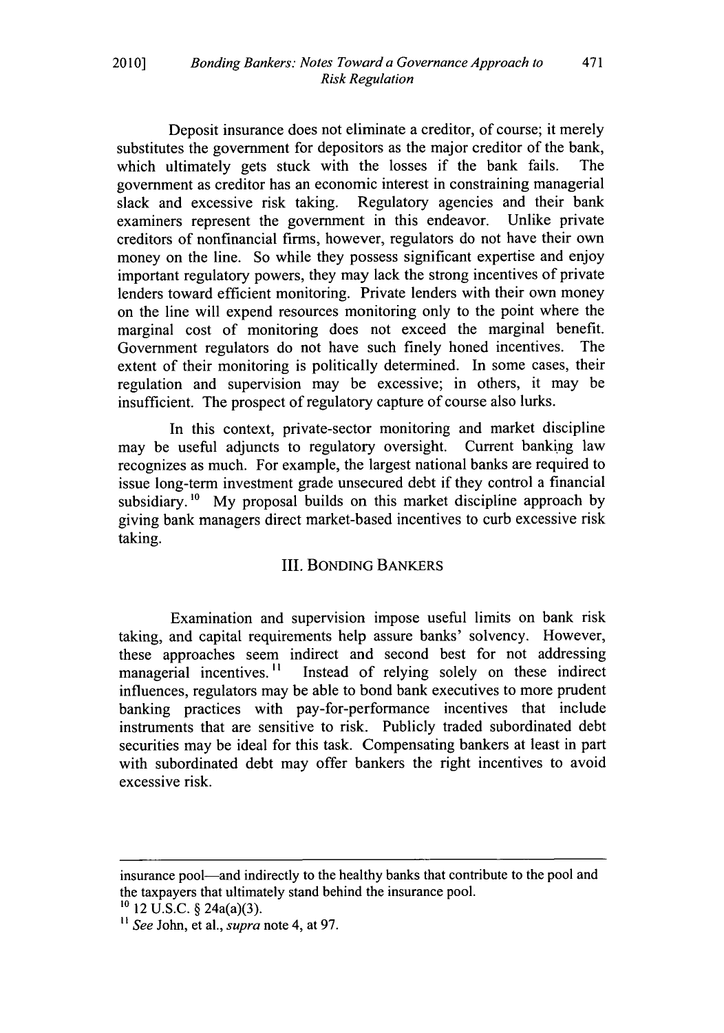Deposit insurance does not eliminate a creditor, of course; it merely substitutes the government for depositors as the major creditor of the bank, which ultimately gets stuck with the losses if the bank fails. The government as creditor has an economic interest in constraining managerial slack and excessive risk taking. Regulatory agencies and their bank examiners represent the government in this endeavor. Unlike private creditors of nonfinancial firms, however, regulators do not have their own money on the line. So while they possess significant expertise and enjoy important regulatory powers, they may lack the strong incentives of private lenders toward efficient monitoring. Private lenders with their own money on the line will expend resources monitoring only to the point where the marginal cost of monitoring does not exceed the marginal benefit. Government regulators do not have such finely honed incentives. The extent of their monitoring is politically determined. In some cases, their regulation and supervision may be excessive; in others, it may be insufficient. The prospect of regulatory capture of course also lurks.

In this context, private-sector monitoring and market discipline may be useful adjuncts to regulatory oversight. Current banking law recognizes as much. For example, the largest national banks are required to issue long-term investment grade unsecured debt if they control a financial subsidiary.[10] My proposal builds on this market discipline approach by giving bank managers direct market-based incentives to curb excessive risk taking.

## III. BONDING BANKERS

Examination and supervision impose useful limits on bank risk taking, and capital requirements help assure banks' solvency. However, these approaches seem indirect and second best for not addressing managerial incentives.[11] Instead of relying solely on these indirect influences, regulators may be able to bond bank executives to more prudent banking practices with pay-for-performance incentives that include instruments that are sensitive to risk. Publicly traded subordinated debt securities may be ideal for this task. Compensating bankers at least in part with subordinated debt may offer bankers the right incentives to avoid excessive risk.

---

insurance pool—and indirectly to the healthy banks that contribute to the pool and the taxpayers that ultimately stand behind the insurance pool.

[10] 12 U.S.C. § 24a(a)(3).

[11] *See* John, et al., *supra* note 4, at 97.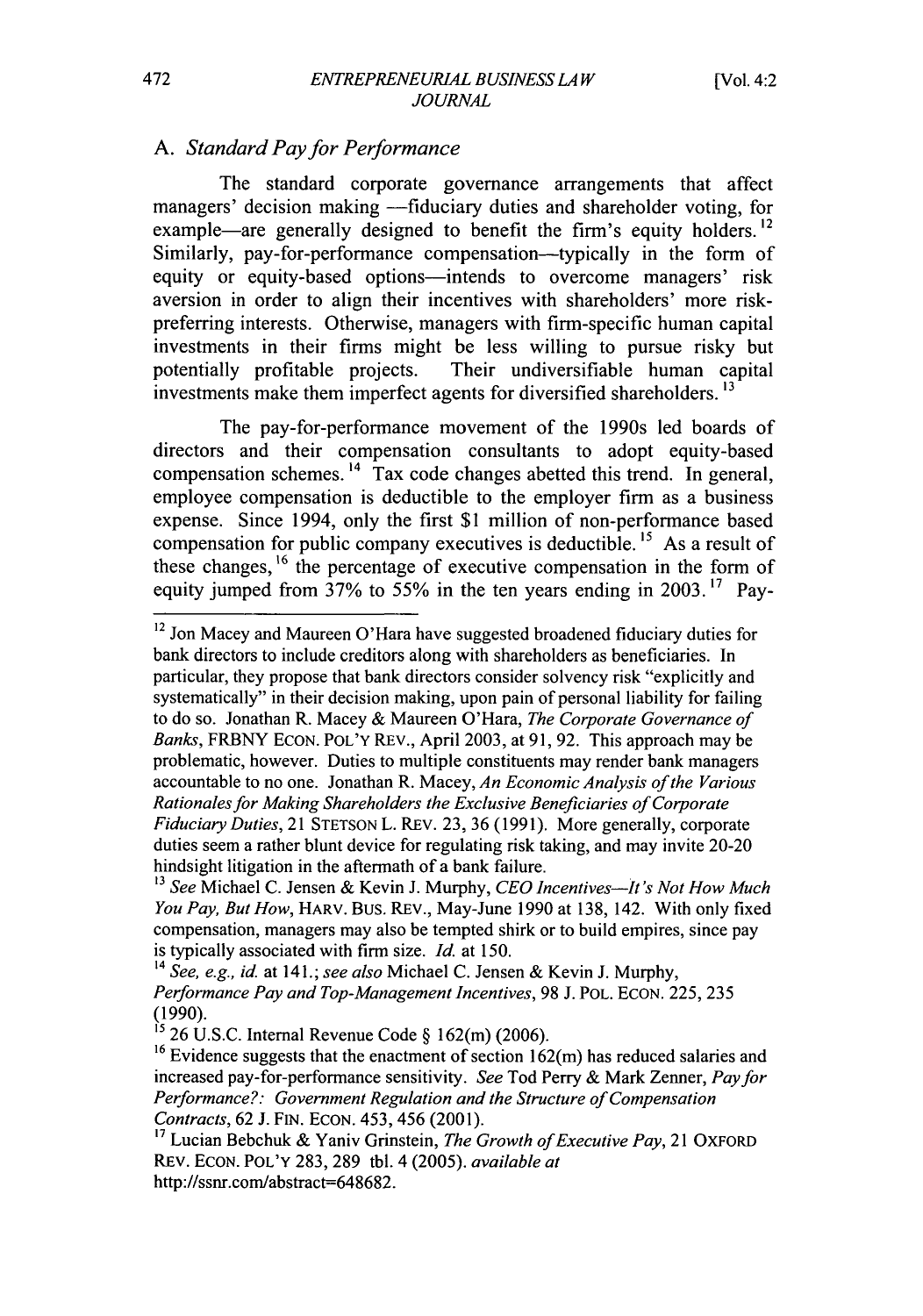## A. *Standard Pay for Performance*

The standard corporate governance arrangements that affect managers' decision making —fiduciary duties and shareholder voting, for example—are generally designed to benefit the firm's equity holders.[12] Similarly, pay-for-performance compensation—typically in the form of equity or equity-based options—intends to overcome managers' risk aversion in order to align their incentives with shareholders' more risk-preferring interests. Otherwise, managers with firm-specific human capital investments in their firms might be less willing to pursue risky but potentially profitable projects. Their undiversifiable human capital investments make them imperfect agents for diversified shareholders.[13]

The pay-for-performance movement of the 1990s led boards of directors and their compensation consultants to adopt equity-based compensation schemes.[14] Tax code changes abetted this trend. In general, employee compensation is deductible to the employer firm as a business expense. Since 1994, only the first $1 million of non-performance based compensation for public company executives is deductible.[15] As a result of these changes,[16] the percentage of executive compensation in the form of equity jumped from 37% to 55% in the ten years ending in 2003.[17] Pay-

---

[12] Jon Macey and Maureen O'Hara have suggested broadened fiduciary duties for bank directors to include creditors along with shareholders as beneficiaries. In particular, they propose that bank directors consider solvency risk "explicitly and systematically" in their decision making, upon pain of personal liability for failing to do so. Jonathan R. Macey & Maureen O'Hara, *The Corporate Governance of Banks*, FRBNY ECON. POL'Y REV., April 2003, at 91, 92. This approach may be problematic, however. Duties to multiple constituents may render bank managers accountable to no one. Jonathan R. Macey, *An Economic Analysis of the Various Rationales for Making Shareholders the Exclusive Beneficiaries of Corporate Fiduciary Duties*, 21 STETSON L. REV. 23, 36 (1991). More generally, corporate duties seem a rather blunt device for regulating risk taking, and may invite 20-20 hindsight litigation in the aftermath of a bank failure.

[13] *See* Michael C. Jensen & Kevin J. Murphy, *CEO Incentives—It's Not How Much You Pay, But How*, HARV. BUS. REV., May-June 1990 at 138, 142. With only fixed compensation, managers may also be tempted shirk or to build empires, since pay is typically associated with firm size. *Id.* at 150.

[14] *See, e.g., id.* at 141.; *see also* Michael C. Jensen & Kevin J. Murphy, *Performance Pay and Top-Management Incentives*, 98 J. POL. ECON. 225, 235 (1990).

[15] 26 U.S.C. Internal Revenue Code § 162(m) (2006).

[16] Evidence suggests that the enactment of section 162(m) has reduced salaries and increased pay-for-performance sensitivity. *See* Tod Perry & Mark Zenner, *Pay for Performance?: Government Regulation and the Structure of Compensation Contracts*, 62 J. FIN. ECON. 453, 456 (2001).

[17] Lucian Bebchuk & Yaniv Grinstein, *The Growth of Executive Pay*, 21 OXFORD REV. ECON. POL'Y 283, 289 tbl. 4 (2005). *available at* http://ssrn.com/abstract=648682.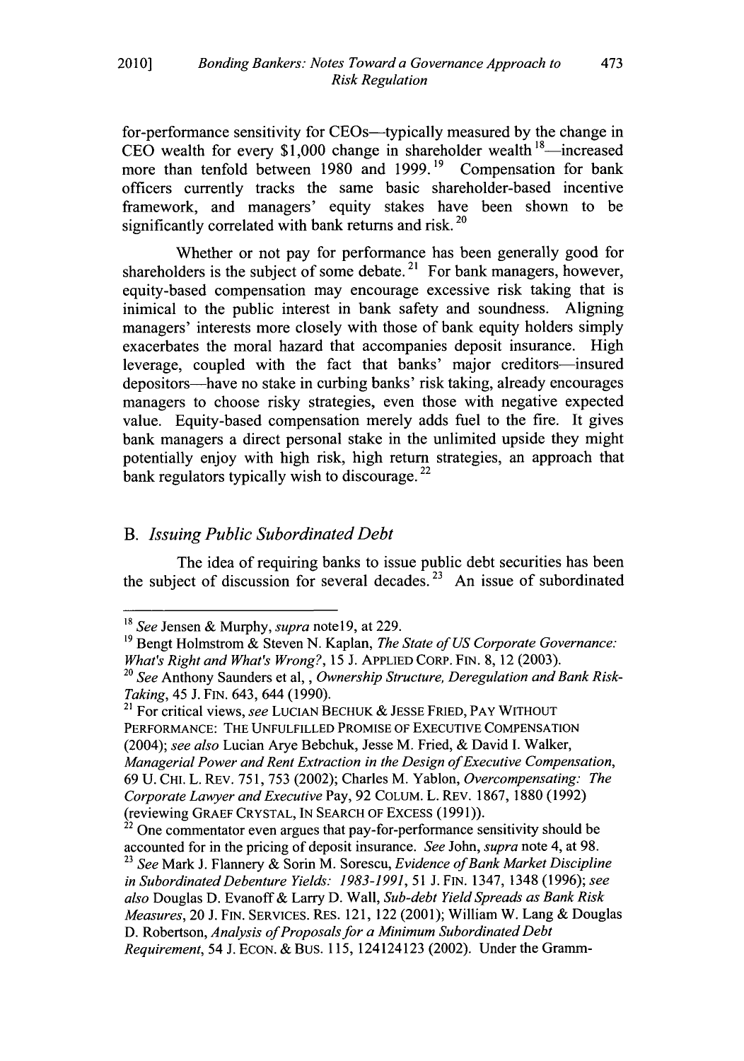for-performance sensitivity for CEOs—typically measured by the change in CEO wealth for every $1,000 change in shareholder wealth [18]—increased more than tenfold between 1980 and 1999. [19] Compensation for bank officers currently tracks the same basic shareholder-based incentive framework, and managers' equity stakes have been shown to be significantly correlated with bank returns and risk. [20]

Whether or not pay for performance has been generally good for shareholders is the subject of some debate. [21] For bank managers, however, equity-based compensation may encourage excessive risk taking that is inimical to the public interest in bank safety and soundness. Aligning managers' interests more closely with those of bank equity holders simply exacerbates the moral hazard that accompanies deposit insurance. High leverage, coupled with the fact that banks' major creditors—insured depositors—have no stake in curbing banks' risk taking, already encourages managers to choose risky strategies, even those with negative expected value. Equity-based compensation merely adds fuel to the fire. It gives bank managers a direct personal stake in the unlimited upside they might potentially enjoy with high risk, high return strategies, an approach that bank regulators typically wish to discourage. [22]

## B. *Issuing Public Subordinated Debt*

The idea of requiring banks to issue public debt securities has been the subject of discussion for several decades. [23] An issue of subordinated

---

[18] *See* Jensen & Murphy, *supra* note19, at 229.

[19] Bengt Holmstrom & Steven N. Kaplan, *The State of US Corporate Governance: What's Right and What's Wrong?*, 15 J. APPLIED CORP. FIN. 8, 12 (2003).

[20] *See* Anthony Saunders et al, , *Ownership Structure, Deregulation and Bank Risk-Taking*, 45 J. FIN. 643, 644 (1990).

[21] For critical views, *see* LUCIAN BECHUK & JESSE FRIED, PAY WITHOUT PERFORMANCE: THE UNFULFILLED PROMISE OF EXECUTIVE COMPENSATION (2004); *see also* Lucian Arye Bebchuk, Jesse M. Fried, & David I. Walker, *Managerial Power and Rent Extraction in the Design of Executive Compensation*, 69 U. CHI. L. REV. 751, 753 (2002); Charles M. Yablon, *Overcompensating: The Corporate Lawyer and Executive* Pay, 92 COLUM. L. REV. 1867, 1880 (1992) (reviewing GRAEF CRYSTAL, IN SEARCH OF EXCESS (1991)).

[22] One commentator even argues that pay-for-performance sensitivity should be accounted for in the pricing of deposit insurance. *See* John, *supra* note 4, at 98.

[23] *See* Mark J. Flannery & Sorin M. Sorescu, *Evidence of Bank Market Discipline in Subordinated Debenture Yields: 1983-1991*, 51 J. FIN. 1347, 1348 (1996); *see also* Douglas D. Evanoff & Larry D. Wall, *Sub-debt Yield Spreads as Bank Risk Measures*, 20 J. FIN. SERVICES. RES. 121, 122 (2001); William W. Lang & Douglas D. Robertson, *Analysis of Proposals for a Minimum Subordinated Debt Requirement*, 54 J. ECON. & BUS. 115, 124124123 (2002). Under the Gramm-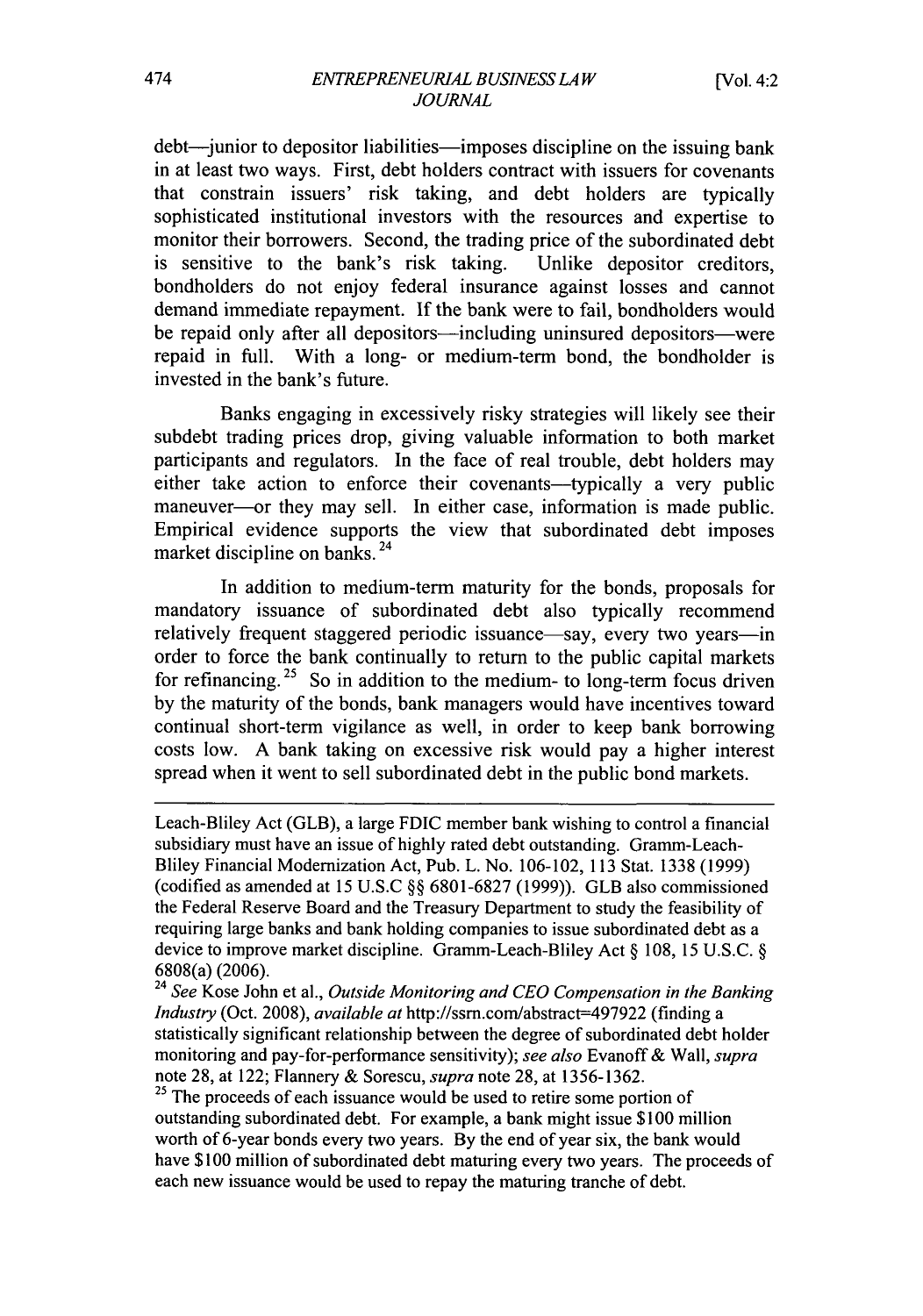debt—junior to depositor liabilities—imposes discipline on the issuing bank in at least two ways. First, debt holders contract with issuers for covenants that constrain issuers' risk taking, and debt holders are typically sophisticated institutional investors with the resources and expertise to monitor their borrowers. Second, the trading price of the subordinated debt is sensitive to the bank's risk taking. Unlike depositor creditors, bondholders do not enjoy federal insurance against losses and cannot demand immediate repayment. If the bank were to fail, bondholders would be repaid only after all depositors—including uninsured depositors—were repaid in full. With a long- or medium-term bond, the bondholder is invested in the bank's future.

Banks engaging in excessively risky strategies will likely see their subdebt trading prices drop, giving valuable information to both market participants and regulators. In the face of real trouble, debt holders may either take action to enforce their covenants—typically a very public maneuver—or they may sell. In either case, information is made public. Empirical evidence supports the view that subordinated debt imposes market discipline on banks.[24]

In addition to medium-term maturity for the bonds, proposals for mandatory issuance of subordinated debt also typically recommend relatively frequent staggered periodic issuance—say, every two years—in order to force the bank continually to return to the public capital markets for refinancing.[25] So in addition to the medium- to long-term focus driven by the maturity of the bonds, bank managers would have incentives toward continual short-term vigilance as well, in order to keep bank borrowing costs low. A bank taking on excessive risk would pay a higher interest spread when it went to sell subordinated debt in the public bond markets.

---

Leach-Bliley Act (GLB), a large FDIC member bank wishing to control a financial subsidiary must have an issue of highly rated debt outstanding. Gramm-Leach-Bliley Financial Modernization Act, Pub. L. No. 106-102, 113 Stat. 1338 (1999) (codified as amended at 15 U.S.C §§ 6801-6827 (1999)). GLB also commissioned the Federal Reserve Board and the Treasury Department to study the feasibility of requiring large banks and bank holding companies to issue subordinated debt as a device to improve market discipline. Gramm-Leach-Bliley Act § 108, 15 U.S.C. § 6808(a) (2006).

[24] *See* Kose John et al., *Outside Monitoring and CEO Compensation in the Banking Industry* (Oct. 2008), *available at* http://ssrn.com/abstract=497922 (finding a statistically significant relationship between the degree of subordinated debt holder monitoring and pay-for-performance sensitivity); *see also* Evanoff & Wall, *supra* note 28, at 122; Flannery & Sorescu, *supra* note 28, at 1356-1362.

[25] The proceeds of each issuance would be used to retire some portion of outstanding subordinated debt. For example, a bank might issue $100 million worth of 6-year bonds every two years. By the end of year six, the bank would have $100 million of subordinated debt maturing every two years. The proceeds of each new issuance would be used to repay the maturing tranche of debt.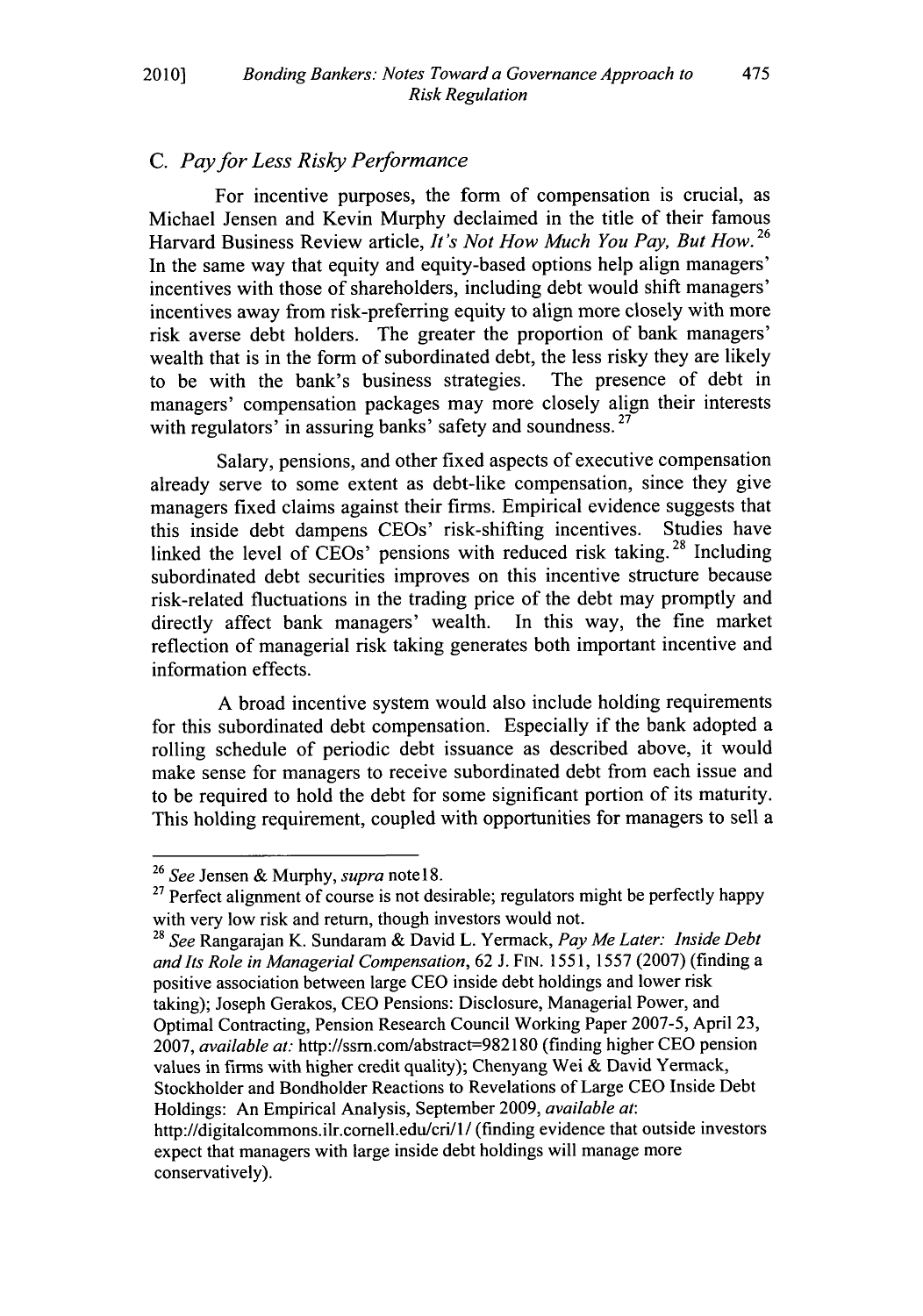### C. *Pay for Less Risky Performance*

For incentive purposes, the form of compensation is crucial, as Michael Jensen and Kevin Murphy declaimed in the title of their famous Harvard Business Review article, *It's Not How Much You Pay, But How.*[26] In the same way that equity and equity-based options help align managers' incentives with those of shareholders, including debt would shift managers' incentives away from risk-preferring equity to align more closely with more risk averse debt holders. The greater the proportion of bank managers' wealth that is in the form of subordinated debt, the less risky they are likely to be with the bank's business strategies. The presence of debt in managers' compensation packages may more closely align their interests with regulators' in assuring banks' safety and soundness.[27]

Salary, pensions, and other fixed aspects of executive compensation already serve to some extent as debt-like compensation, since they give managers fixed claims against their firms. Empirical evidence suggests that this inside debt dampens CEOs' risk-shifting incentives. Studies have linked the level of CEOs' pensions with reduced risk taking.[28] Including subordinated debt securities improves on this incentive structure because risk-related fluctuations in the trading price of the debt may promptly and directly affect bank managers' wealth. In this way, the fine market reflection of managerial risk taking generates both important incentive and information effects.

A broad incentive system would also include holding requirements for this subordinated debt compensation. Especially if the bank adopted a rolling schedule of periodic debt issuance as described above, it would make sense for managers to receive subordinated debt from each issue and to be required to hold the debt for some significant portion of its maturity. This holding requirement, coupled with opportunities for managers to sell a

---

[26] *See* Jensen & Murphy, *supra* note18.

[27] Perfect alignment of course is not desirable; regulators might be perfectly happy with very low risk and return, though investors would not.

[28] *See* Rangarajan K. Sundaram & David L. Yermack, *Pay Me Later: Inside Debt and Its Role in Managerial Compensation*, 62 J. FIN. 1551, 1557 (2007) (finding a positive association between large CEO inside debt holdings and lower risk taking); Joseph Gerakos, CEO Pensions: Disclosure, Managerial Power, and Optimal Contracting, Pension Research Council Working Paper 2007-5, April 23, 2007, *available at:* http://ssrn.com/abstract=982180 (finding higher CEO pension values in firms with higher credit quality); Chenyang Wei & David Yermack, Stockholder and Bondholder Reactions to Revelations of Large CEO Inside Debt Holdings: An Empirical Analysis, September 2009, *available at*: http://digitalcommons.ilr.cornell.edu/cri/1/ (finding evidence that outside investors expect that managers with large inside debt holdings will manage more conservatively).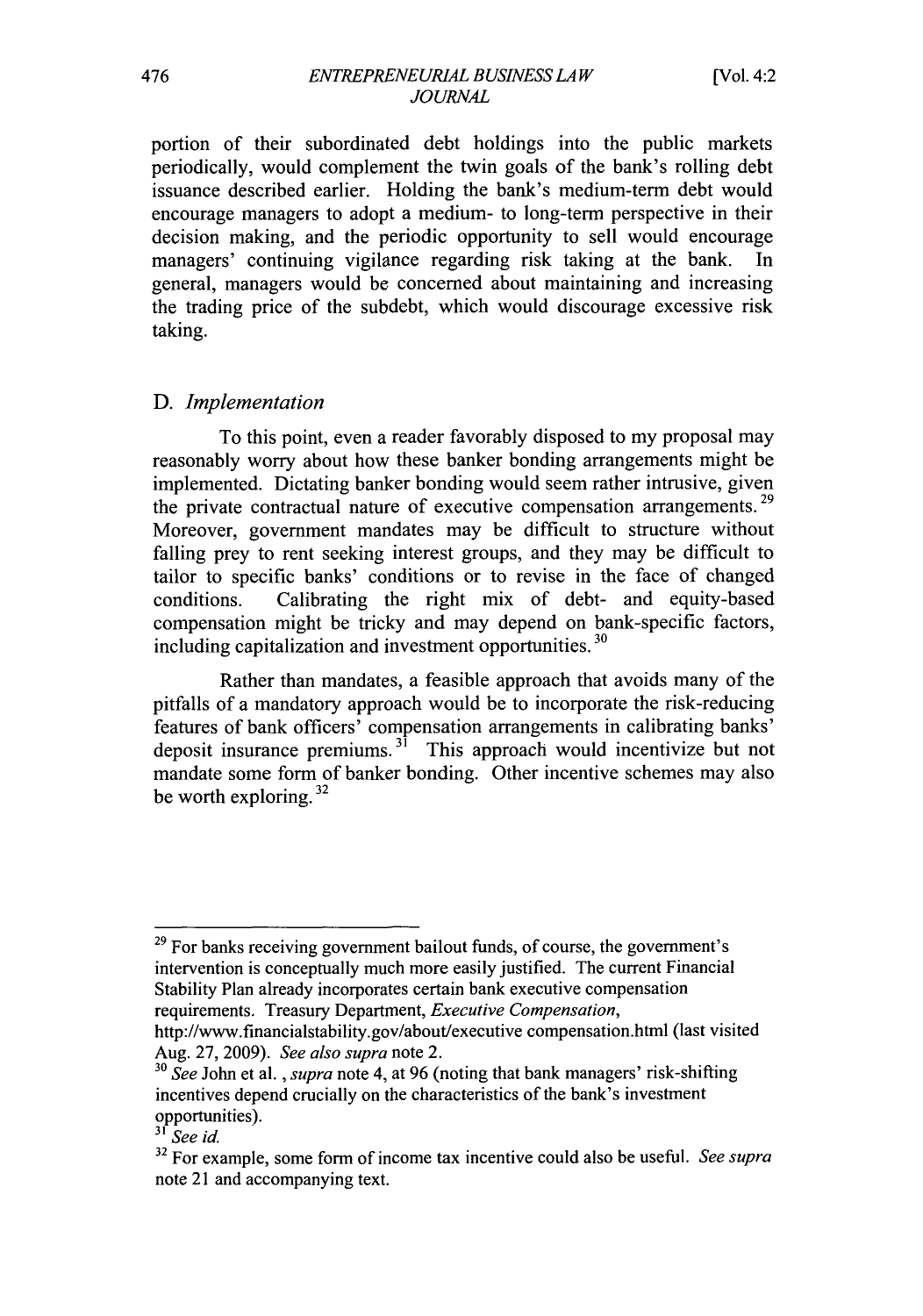portion of their subordinated debt holdings into the public markets periodically, would complement the twin goals of the bank's rolling debt issuance described earlier. Holding the bank's medium-term debt would encourage managers to adopt a medium- to long-term perspective in their decision making, and the periodic opportunity to sell would encourage managers' continuing vigilance regarding risk taking at the bank. In general, managers would be concerned about maintaining and increasing the trading price of the subdebt, which would discourage excessive risk taking.

### D. *Implementation*

To this point, even a reader favorably disposed to my proposal may reasonably worry about how these banker bonding arrangements might be implemented. Dictating banker bonding would seem rather intrusive, given the private contractual nature of executive compensation arrangements.[29] Moreover, government mandates may be difficult to structure without falling prey to rent seeking interest groups, and they may be difficult to tailor to specific banks' conditions or to revise in the face of changed conditions. Calibrating the right mix of debt- and equity-based compensation might be tricky and may depend on bank-specific factors, including capitalization and investment opportunities.[30]

Rather than mandates, a feasible approach that avoids many of the pitfalls of a mandatory approach would be to incorporate the risk-reducing features of bank officers' compensation arrangements in calibrating banks' deposit insurance premiums.[31] This approach would incentivize but not mandate some form of banker bonding. Other incentive schemes may also be worth exploring.[32]

---

[29] For banks receiving government bailout funds, of course, the government's intervention is conceptually much more easily justified. The current Financial Stability Plan already incorporates certain bank executive compensation requirements. Treasury Department, *Executive Compensation*, http://www.financialstability.gov/about/executive compensation.html (last visited Aug. 27, 2009). *See also supra* note 2.

[30] *See* John et al. , *supra* note 4, at 96 (noting that bank managers' risk-shifting incentives depend crucially on the characteristics of the bank's investment opportunities).

[31] *See id.*

[32] For example, some form of income tax incentive could also be useful. *See supra* note 21 and accompanying text.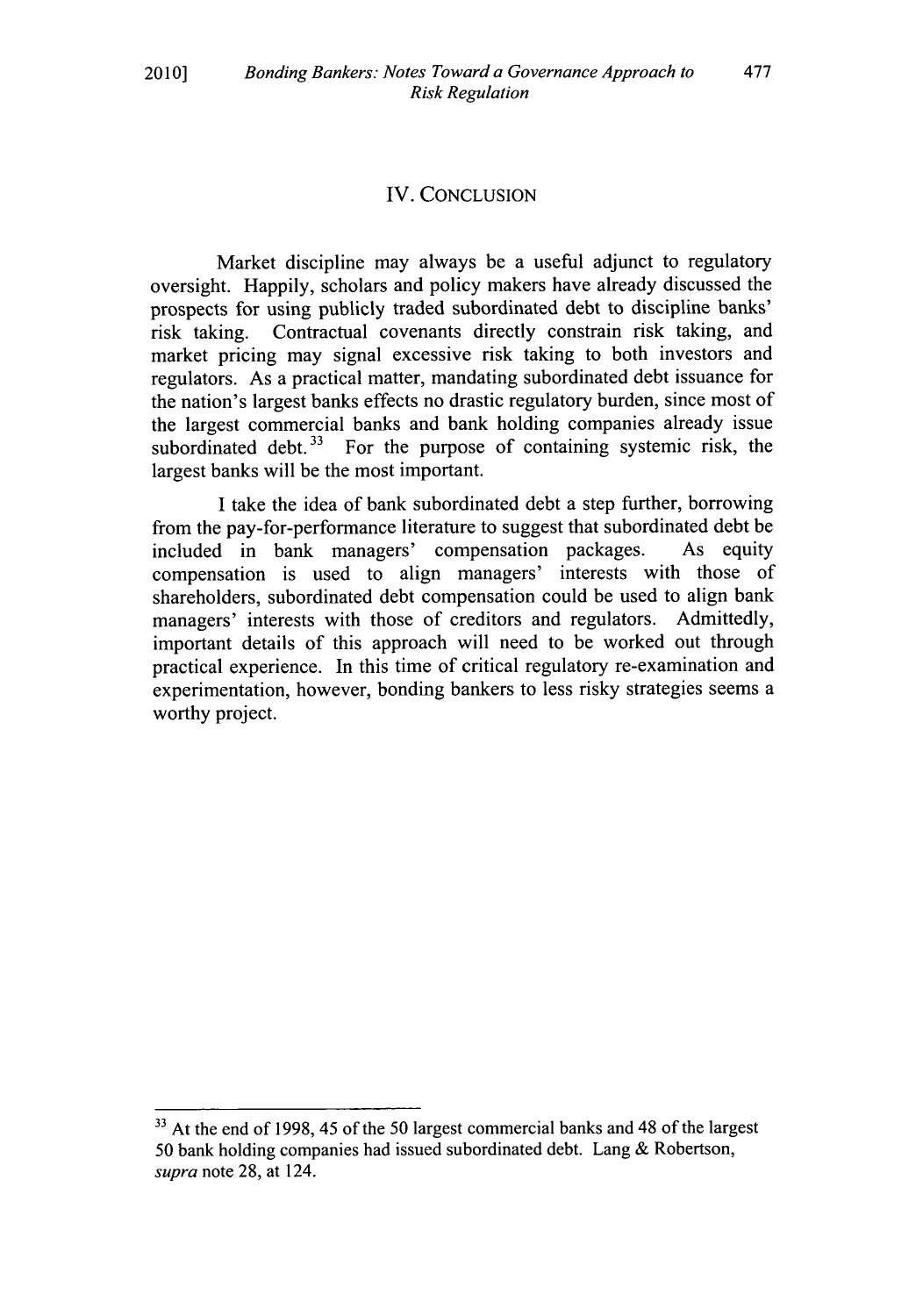## IV. CONCLUSION

Market discipline may always be a useful adjunct to regulatory oversight. Happily, scholars and policy makers have already discussed the prospects for using publicly traded subordinated debt to discipline banks' risk taking. Contractual covenants directly constrain risk taking, and market pricing may signal excessive risk taking to both investors and regulators. As a practical matter, mandating subordinated debt issuance for the nation's largest banks effects no drastic regulatory burden, since most of the largest commercial banks and bank holding companies already issue subordinated debt.[33] For the purpose of containing systemic risk, the largest banks will be the most important.

I take the idea of bank subordinated debt a step further, borrowing from the pay-for-performance literature to suggest that subordinated debt be included in bank managers' compensation packages. As equity compensation is used to align managers' interests with those of shareholders, subordinated debt compensation could be used to align bank managers' interests with those of creditors and regulators. Admittedly, important details of this approach will need to be worked out through practical experience. In this time of critical regulatory re-examination and experimentation, however, bonding bankers to less risky strategies seems a worthy project.

---

[33] At the end of 1998, 45 of the 50 largest commercial banks and 48 of the largest 50 bank holding companies had issued subordinated debt. Lang & Robertson, *supra* note 28, at 124.